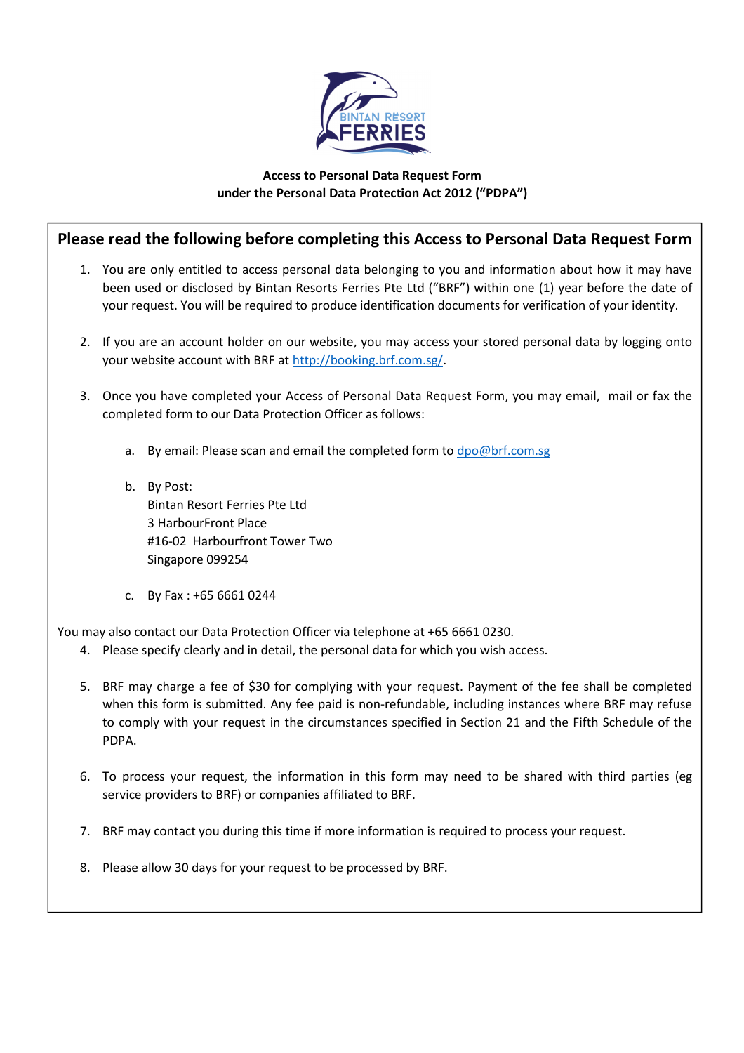**Access to Personal Data Request Form**
**under the Personal Data Protection Act 2012 ("PDPA")**

## Please read the following before completing this Access to Personal Data Request Form

1. You are only entitled to access personal data belonging to you and information about how it may have been used or disclosed by Bintan Resorts Ferries Pte Ltd ("BRF") within one (1) year before the date of your request. You will be required to produce identification documents for verification of your identity.

2. If you are an account holder on our website, you may access your stored personal data by logging onto your website account with BRF at http://booking.brf.com.sg/.

3. Once you have completed your Access of Personal Data Request Form, you may email, mail or fax the completed form to our Data Protection Officer as follows:

   a. By email: Please scan and email the completed form to dpo@brf.com.sg

   b. By Post:
      Bintan Resort Ferries Pte Ltd
      3 HarbourFront Place
      #16-02 Harbourfront Tower Two
      Singapore 099254

   c. By Fax : +65 6661 0244

You may also contact our Data Protection Officer via telephone at +65 6661 0230.

4. Please specify clearly and in detail, the personal data for which you wish access.

5. BRF may charge a fee of $30 for complying with your request. Payment of the fee shall be completed when this form is submitted. Any fee paid is non-refundable, including instances where BRF may refuse to comply with your request in the circumstances specified in Section 21 and the Fifth Schedule of the PDPA.

6. To process your request, the information in this form may need to be shared with third parties (eg service providers to BRF) or companies affiliated to BRF.

7. BRF may contact you during this time if more information is required to process your request.

8. Please allow 30 days for your request to be processed by BRF.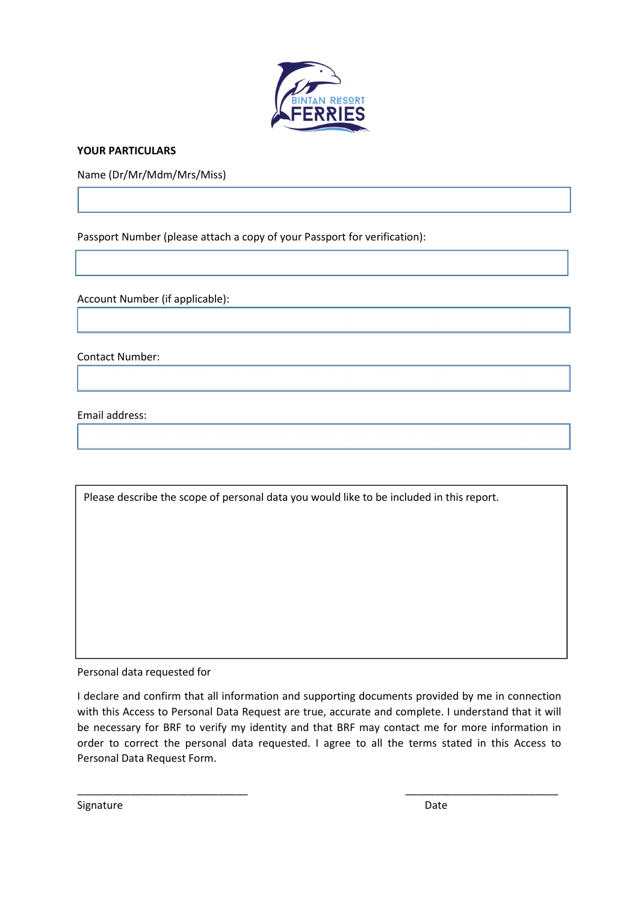**YOUR PARTICULARS**

Name (Dr/Mr/Mdm/Mrs/Miss)

Passport Number (please attach a copy of your Passport for verification):

Account Number (if applicable):

Contact Number:

Email address:

Please describe the scope of personal data you would like to be included in this report.

Personal data requested for

I declare and confirm that all information and supporting documents provided by me in connection with this Access to Personal Data Request are true, accurate and complete. I understand that it will be necessary for BRF to verify my identity and that BRF may contact me for more information in order to correct the personal data requested. I agree to all the terms stated in this Access to Personal Data Request Form.

\_\_\_\_\_\_\_\_\_\_\_\_\_\_\_\_\_\_\_\_\_\_\_\_\_\_\_\_\_\_ \_\_\_\_\_\_\_\_\_\_\_\_\_\_\_\_\_\_\_\_\_\_\_\_\_\_\_

Signature Date